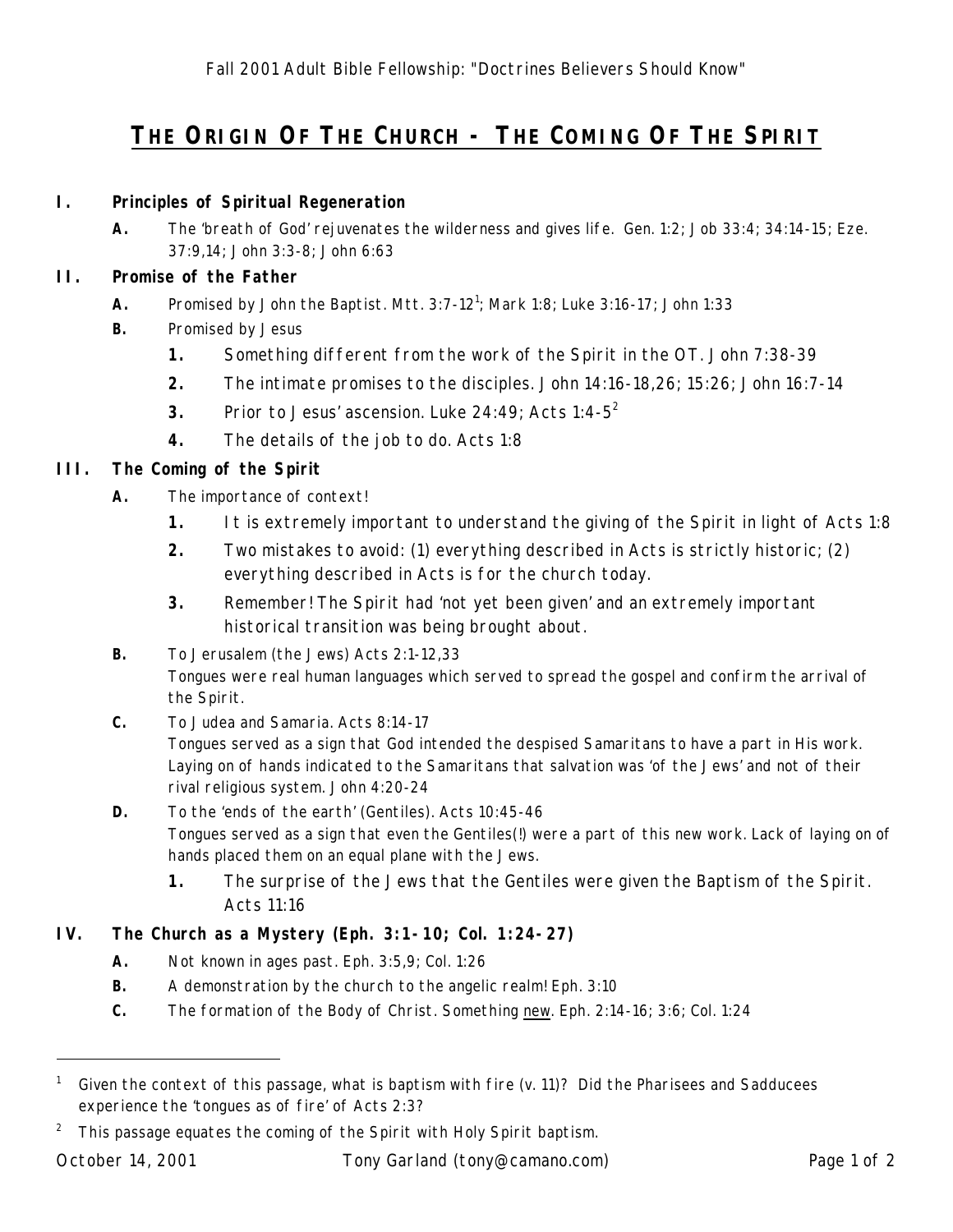Fall 2001 Adult Bible Fellowship: "Doctrines Believers Should Know"

# THE ORIGIN OF THE CHURCH - THE COMING OF THE SPIRIT

**I. Principles of Spiritual Regeneration**

- **A.** The 'breath of God' rejuvenates the wilderness and gives life. Gen. 1:2; Job 33:4; 34:14-15; Eze. 37:9,14; John 3:3-8; John 6:63

**II. Promise of the Father**

- **A.** Promised by John the Baptist. Mtt. 3:7-12[1]; Mark 1:8; Luke 3:16-17; John 1:33
- **B.** Promised by Jesus
  1. Something different from the work of the Spirit in the OT. John 7:38-39
  2. The intimate promises to the disciples. John 14:16-18,26; 15:26; John 16:7-14
  3. Prior to Jesus' ascension. Luke 24:49; Acts 1:4-5[2]
  4. The details of the job to do. Acts 1:8

**III. The Coming of the Spirit**

- **A.** The importance of context!
  1. It is extremely important to understand the giving of the Spirit in light of Acts 1:8
  2. Two mistakes to avoid: (1) everything described in Acts is strictly historic; (2) everything described in Acts is for the church today.
  3. Remember! The Spirit had 'not yet been given' and an extremely important historical transition was being brought about.
- **B.** To Jerusalem (the Jews) Acts 2:1-12,33
  Tongues were real human languages which served to spread the gospel and confirm the arrival of the Spirit.
- **C.** To Judea and Samaria. Acts 8:14-17
  Tongues served as a sign that God intended the despised Samaritans to have a part in His work. Laying on of hands indicated to the Samaritans that salvation was 'of the Jews' and not of their rival religious system. John 4:20-24
- **D.** To the 'ends of the earth' (Gentiles). Acts 10:45-46
  Tongues served as a sign that even the Gentiles(!) were a part of this new work. Lack of laying on of hands placed them on an equal plane with the Jews.
  1. The surprise of the Jews that the Gentiles were given the Baptism of the Spirit. Acts 11:16

**IV. The Church as a Mystery (Eph. 3:1-10; Col. 1:24-27)**

- **A.** Not known in ages past. Eph. 3:5,9; Col. 1:26
- **B.** A demonstration by the church to the angelic realm! Eph. 3:10
- **C.** The formation of the Body of Christ. Something <u>new</u>. Eph. 2:14-16; 3:6; Col. 1:24

---

[1] Given the context of this passage, what is baptism with fire (v. 11)? Did the Pharisees and Sadducees experience the 'tongues as of fire' of Acts 2:3?

[2] This passage equates the coming of the Spirit with Holy Spirit baptism.

October 14, 2001 Tony Garland (tony@camano.com)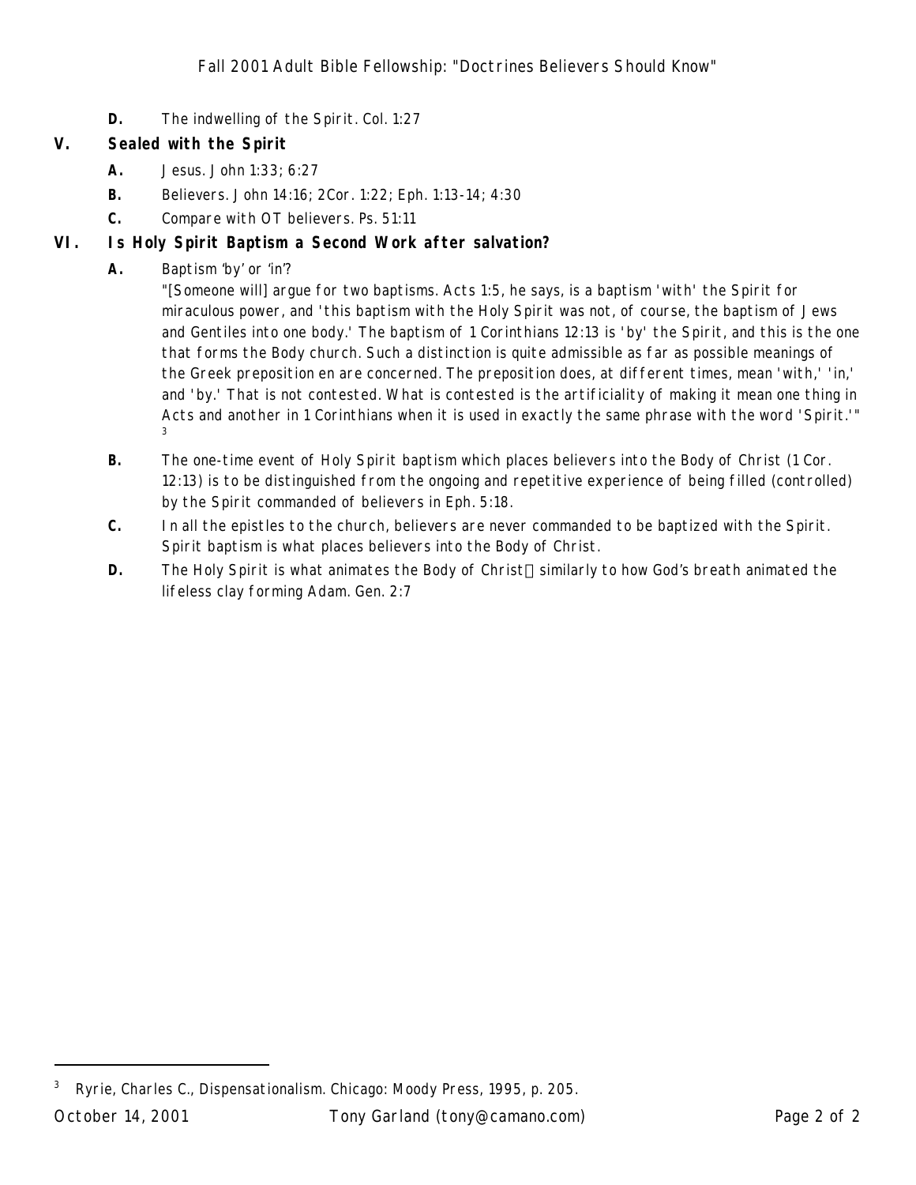**D.** The indwelling of the Spirit. Col. 1:27

## V. Sealed with the Spirit

**A.** Jesus. John 1:33; 6:27

**B.** Believers. John 14:16; 2Cor. 1:22; Eph. 1:13-14; 4:30

**C.** Compare with OT believers. Ps. 51:11

## VI. Is Holy Spirit Baptism a Second Work after salvation?

**A.** Baptism 'by' or 'in'?

"[Someone will] argue for two baptisms. Acts 1:5, he says, is a baptism 'with' the Spirit for miraculous power, and 'this baptism with the Holy Spirit was not, of course, the baptism of Jews and Gentiles into one body.' The baptism of 1 Corinthians 12:13 is 'by' the Spirit, and this is the one that forms the Body church. Such a distinction is quite admissible as far as possible meanings of the Greek preposition en are concerned. The preposition does, at different times, mean 'with,' 'in,' and 'by.' That is not contested. What is contested is the artificiality of making it mean one thing in Acts and another in 1 Corinthians when it is used in exactly the same phrase with the word 'Spirit.'" [3]

**B.** The one-time event of Holy Spirit baptism which places believers into the Body of Christ (1 Cor. 12:13) is to be distinguished from the ongoing and repetitive experience of being filled (controlled) by the Spirit commanded of believers in Eph. 5:18.

**C.** In all the epistles to the church, believers are never commanded to be baptized with the Spirit. Spirit baptism is what places believers into the Body of Christ.

**D.** The Holy Spirit is what animates the Body of Christ—similarly to how God's breath animated the lifeless clay forming Adam. Gen. 2:7

---

[3] Ryrie, Charles C., Dispensationalism. Chicago: Moody Press, 1995, p. 205.